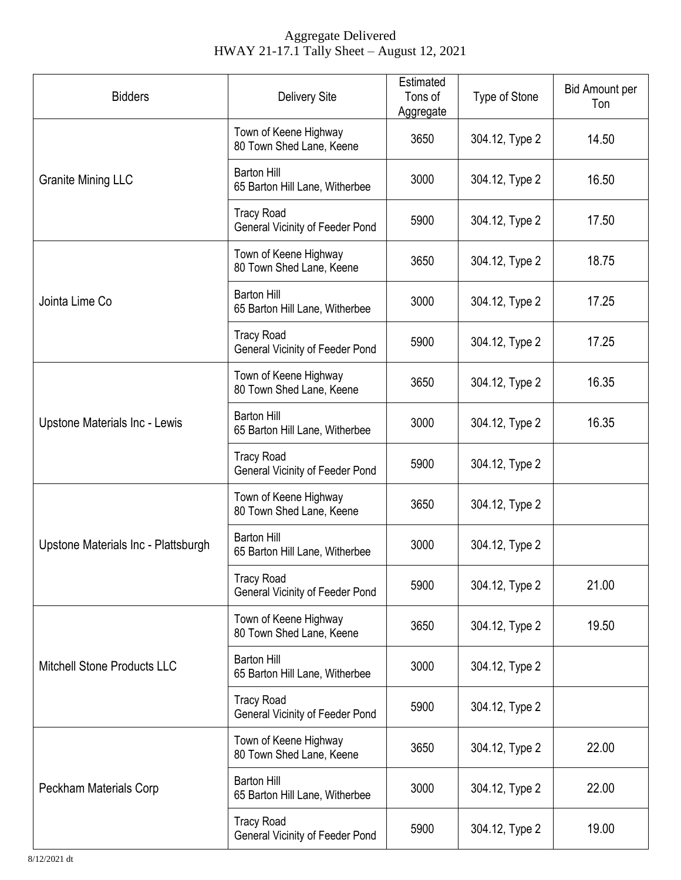# Aggregate Delivered

HWAY 21-17.1 Tally Sheet – August 12, 2021

| Bidders | Delivery Site | Estimated Tons of Aggregate | Type of Stone | Bid Amount per Ton |
|---|---|---|---|---|
| Granite Mining LLC | Town of Keene Highway<br>80 Town Shed Lane, Keene | 3650 | 304.12, Type 2 | 14.50 |
| | Barton Hill<br>65 Barton Hill Lane, Witherbee | 3000 | 304.12, Type 2 | 16.50 |
| | Tracy Road<br>General Vicinity of Feeder Pond | 5900 | 304.12, Type 2 | 17.50 |
| Jointa Lime Co | Town of Keene Highway<br>80 Town Shed Lane, Keene | 3650 | 304.12, Type 2 | 18.75 |
| | Barton Hill<br>65 Barton Hill Lane, Witherbee | 3000 | 304.12, Type 2 | 17.25 |
| | Tracy Road<br>General Vicinity of Feeder Pond | 5900 | 304.12, Type 2 | 17.25 |
| Upstone Materials Inc - Lewis | Town of Keene Highway<br>80 Town Shed Lane, Keene | 3650 | 304.12, Type 2 | 16.35 |
| | Barton Hill<br>65 Barton Hill Lane, Witherbee | 3000 | 304.12, Type 2 | 16.35 |
| | Tracy Road<br>General Vicinity of Feeder Pond | 5900 | 304.12, Type 2 | |
| Upstone Materials Inc - Plattsburgh | Town of Keene Highway<br>80 Town Shed Lane, Keene | 3650 | 304.12, Type 2 | |
| | Barton Hill<br>65 Barton Hill Lane, Witherbee | 3000 | 304.12, Type 2 | |
| | Tracy Road<br>General Vicinity of Feeder Pond | 5900 | 304.12, Type 2 | 21.00 |
| Mitchell Stone Products LLC | Town of Keene Highway<br>80 Town Shed Lane, Keene | 3650 | 304.12, Type 2 | 19.50 |
| | Barton Hill<br>65 Barton Hill Lane, Witherbee | 3000 | 304.12, Type 2 | |
| | Tracy Road<br>General Vicinity of Feeder Pond | 5900 | 304.12, Type 2 | |
| Peckham Materials Corp | Town of Keene Highway<br>80 Town Shed Lane, Keene | 3650 | 304.12, Type 2 | 22.00 |
| | Barton Hill<br>65 Barton Hill Lane, Witherbee | 3000 | 304.12, Type 2 | 22.00 |
| | Tracy Road<br>General Vicinity of Feeder Pond | 5900 | 304.12, Type 2 | 19.00 |

8/12/2021 dt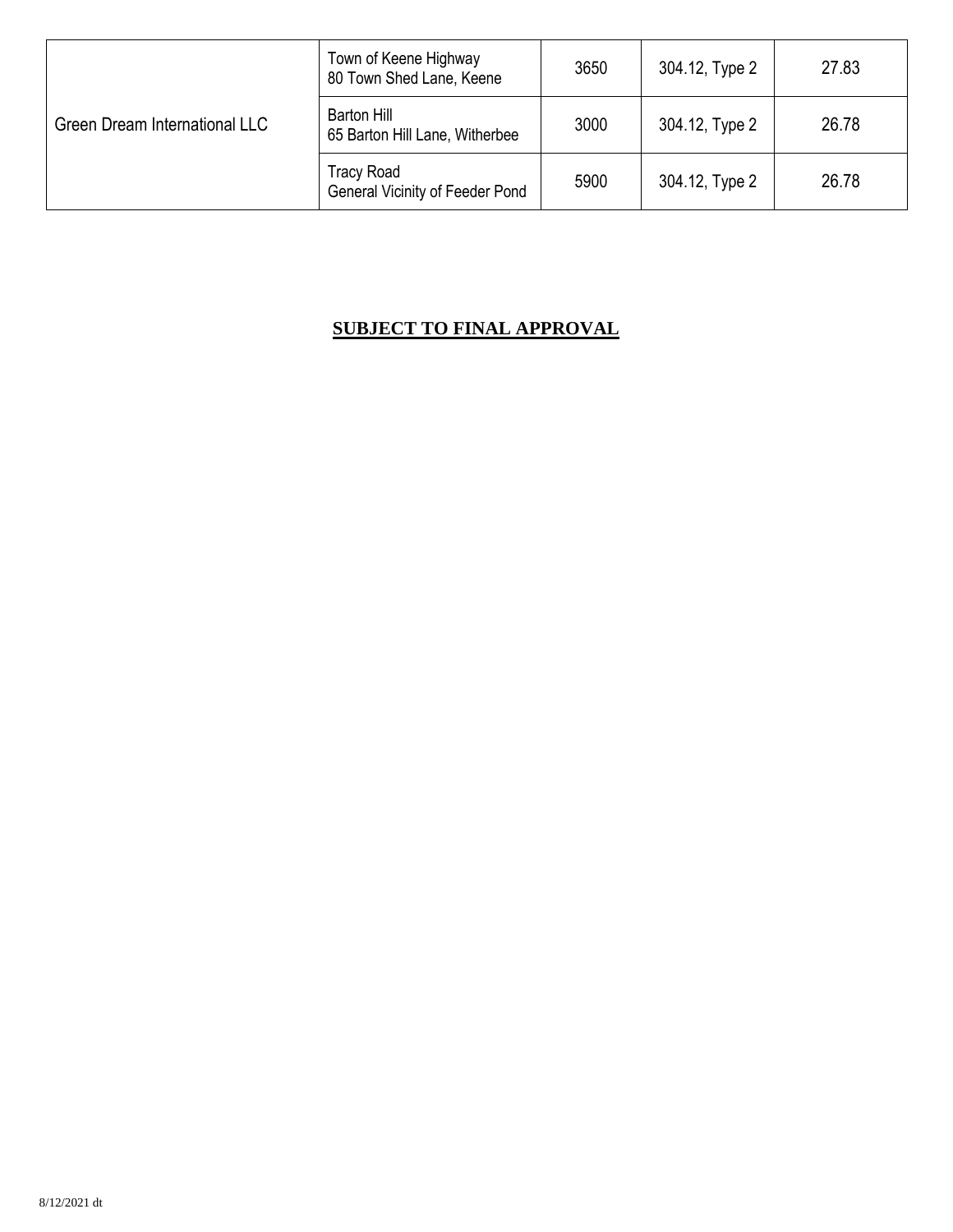| | | | | |
|---|---|---|---|---|
| Green Dream International LLC | Town of Keene Highway<br>80 Town Shed Lane, Keene | 3650 | 304.12, Type 2 | 27.83 |
| | Barton Hill<br>65 Barton Hill Lane, Witherbee | 3000 | 304.12, Type 2 | 26.78 |
| | Tracy Road<br>General Vicinity of Feeder Pond | 5900 | 304.12, Type 2 | 26.78 |

**SUBJECT TO FINAL APPROVAL**

8/12/2021 dt